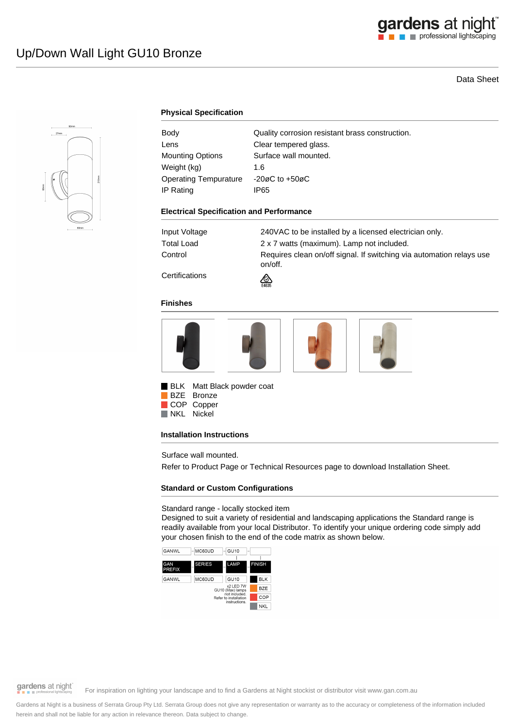# Up/Down Wall Light GU10 Bronze

Data Sheet

## Physical Specification

| | |
|---|---|
| Body | Quality corrosion resistant brass construction. |
| Lens | Clear tempered glass. |
| Mounting Options | Surface wall mounted. |
| Weight (kg) | 1.6 |
| Operating Tempurature | -20øC to +50øC |
| IP Rating | IP65 |

## Electrical Specification and Performance

| | |
|---|---|
| Input Voltage | 240VAC to be installed by a licensed electrician only. |
| Total Load | 2 x 7 watts (maximum). Lamp not included. |
| Control | Requires clean on/off signal. If switching via automation relays use on/off. |
| Certifications | E4635 |

## Finishes

- BLK Matt Black powder coat
- BZE Bronze
- COP Copper
- NKL Nickel

## Installation Instructions

Surface wall mounted.

Refer to Product Page or Technical Resources page to download Installation Sheet.

## Standard or Custom Configurations

Standard range - locally stocked item

Designed to suit a variety of residential and landscaping applications the Standard range is readily available from your local Distributor. To identify your unique ordering code simply add your chosen finish to the end of the code matrix as shown below.

| GAN PREFIX | SERIES | LAMP | FINISH |
|---|---|---|---|
| GANWL | MC60UD | GU10 | BLK |
| | | x2 LED 7W GU10 (Max) lamps not included. Refer to installation instructions. | BZE |
| | | | COP |
| | | | NKL |

For inspiration on lighting your landscape and to find a Gardens at Night stockist or distributor visit www.gan.com.au

Gardens at Night is a business of Serrata Group Pty Ltd. Serrata Group does not give any representation or warranty as to the accuracy or completeness of the information included herein and shall not be liable for any action in relevance thereon. Data subject to change.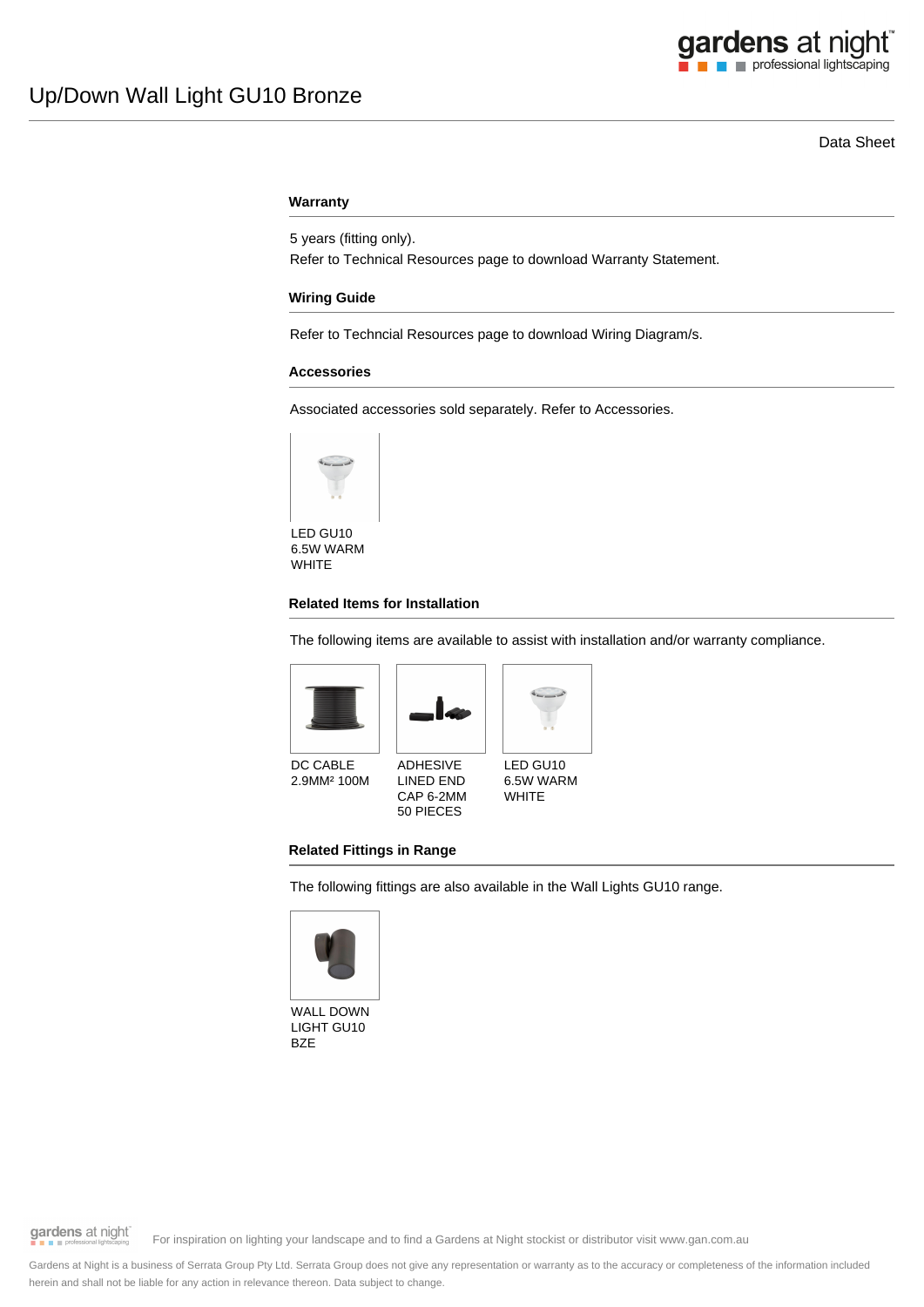# Up/Down Wall Light GU10 Bronze

Data Sheet

### Warranty

5 years (fitting only).

Refer to Technical Resources page to download Warranty Statement.

### Wiring Guide

Refer to Techncial Resources page to download Wiring Diagram/s.

### Accessories

Associated accessories sold separately. Refer to Accessories.

LED GU10 6.5W WARM WHITE

### Related Items for Installation

The following items are available to assist with installation and/or warranty compliance.

DC CABLE 2.9MM² 100M

ADHESIVE LINED END CAP 6-2MM 50 PIECES

LED GU10 6.5W WARM WHITE

### Related Fittings in Range

The following fittings are also available in the Wall Lights GU10 range.

WALL DOWN LIGHT GU10 BZE

For inspiration on lighting your landscape and to find a Gardens at Night stockist or distributor visit www.gan.com.au

Gardens at Night is a business of Serrata Group Pty Ltd. Serrata Group does not give any representation or warranty as to the accuracy or completeness of the information included herein and shall not be liable for any action in relevance thereon. Data subject to change.